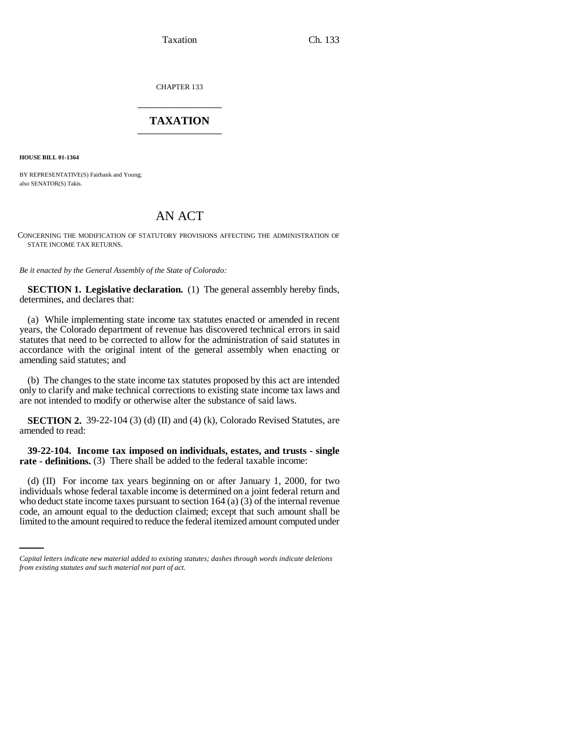CHAPTER 133

# TAXATION

**HOUSE BILL 01-1364**

BY REPRESENTATIVE(S) Fairbank and Young;
also SENATOR(S) Takis.

# AN ACT

CONCERNING THE MODIFICATION OF STATUTORY PROVISIONS AFFECTING THE ADMINISTRATION OF STATE INCOME TAX RETURNS.

*Be it enacted by the General Assembly of the State of Colorado:*

**SECTION 1. Legislative declaration.** (1) The general assembly hereby finds, determines, and declares that:

(a) While implementing state income tax statutes enacted or amended in recent years, the Colorado department of revenue has discovered technical errors in said statutes that need to be corrected to allow for the administration of said statutes in accordance with the original intent of the general assembly when enacting or amending said statutes; and

(b) The changes to the state income tax statutes proposed by this act are intended only to clarify and make technical corrections to existing state income tax laws and are not intended to modify or otherwise alter the substance of said laws.

**SECTION 2.** 39-22-104 (3) (d) (II) and (4) (k), Colorado Revised Statutes, are amended to read:

**39-22-104. Income tax imposed on individuals, estates, and trusts - single rate - definitions.** (3) There shall be added to the federal taxable income:

(d) (II) For income tax years beginning on or after January 1, 2000, for two individuals whose federal taxable income is determined on a joint federal return and who deduct state income taxes pursuant to section 164 (a) (3) of the internal revenue code, an amount equal to the deduction claimed; except that such amount shall be limited to the amount required to reduce the federal itemized amount computed under

*Capital letters indicate new material added to existing statutes; dashes through words indicate deletions from existing statutes and such material not part of act.*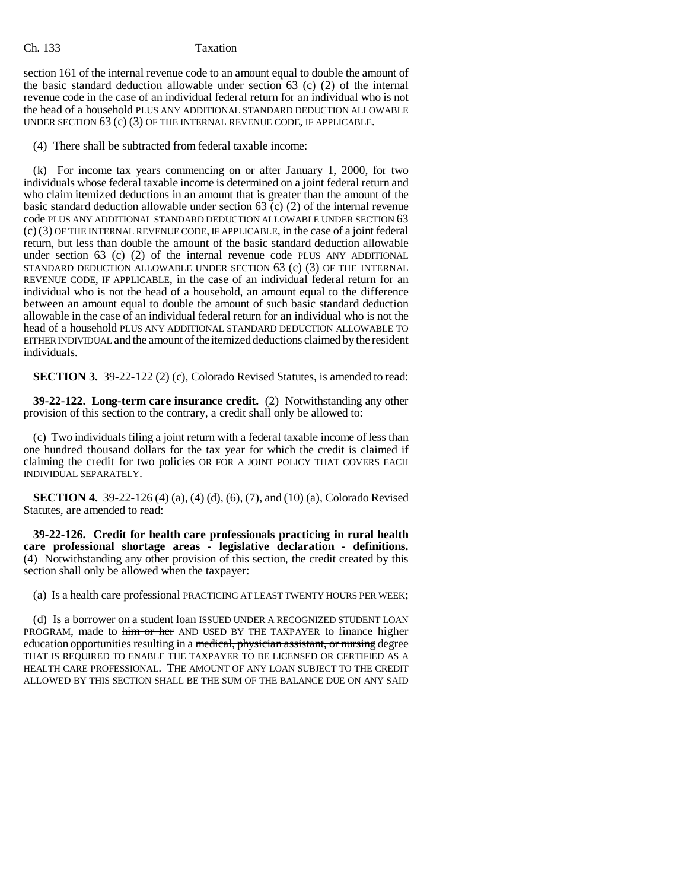section 161 of the internal revenue code to an amount equal to double the amount of the basic standard deduction allowable under section 63 (c) (2) of the internal revenue code in the case of an individual federal return for an individual who is not the head of a household PLUS ANY ADDITIONAL STANDARD DEDUCTION ALLOWABLE UNDER SECTION 63 (c) (3) OF THE INTERNAL REVENUE CODE, IF APPLICABLE.

(4) There shall be subtracted from federal taxable income:

(k) For income tax years commencing on or after January 1, 2000, for two individuals whose federal taxable income is determined on a joint federal return and who claim itemized deductions in an amount that is greater than the amount of the basic standard deduction allowable under section 63 (c) (2) of the internal revenue code PLUS ANY ADDITIONAL STANDARD DEDUCTION ALLOWABLE UNDER SECTION 63 (c) (3) OF THE INTERNAL REVENUE CODE, IF APPLICABLE, in the case of a joint federal return, but less than double the amount of the basic standard deduction allowable under section 63 (c) (2) of the internal revenue code PLUS ANY ADDITIONAL STANDARD DEDUCTION ALLOWABLE UNDER SECTION 63 (c) (3) OF THE INTERNAL REVENUE CODE, IF APPLICABLE, in the case of an individual federal return for an individual who is not the head of a household, an amount equal to the difference between an amount equal to double the amount of such basic standard deduction allowable in the case of an individual federal return for an individual who is not the head of a household PLUS ANY ADDITIONAL STANDARD DEDUCTION ALLOWABLE TO EITHER INDIVIDUAL and the amount of the itemized deductions claimed by the resident individuals.

**SECTION 3.** 39-22-122 (2) (c), Colorado Revised Statutes, is amended to read:

**39-22-122. Long-term care insurance credit.** (2) Notwithstanding any other provision of this section to the contrary, a credit shall only be allowed to:

(c) Two individuals filing a joint return with a federal taxable income of less than one hundred thousand dollars for the tax year for which the credit is claimed if claiming the credit for two policies OR FOR A JOINT POLICY THAT COVERS EACH INDIVIDUAL SEPARATELY.

**SECTION 4.** 39-22-126 (4) (a), (4) (d), (6), (7), and (10) (a), Colorado Revised Statutes, are amended to read:

**39-22-126. Credit for health care professionals practicing in rural health care professional shortage areas - legislative declaration - definitions.** (4) Notwithstanding any other provision of this section, the credit created by this section shall only be allowed when the taxpayer:

(a) Is a health care professional PRACTICING AT LEAST TWENTY HOURS PER WEEK;

(d) Is a borrower on a student loan ISSUED UNDER A RECOGNIZED STUDENT LOAN PROGRAM, made to ~~him or her~~ AND USED BY THE TAXPAYER to finance higher education opportunities resulting in a ~~medical, physician assistant, or nursing~~ degree THAT IS REQUIRED TO ENABLE THE TAXPAYER TO BE LICENSED OR CERTIFIED AS A HEALTH CARE PROFESSIONAL. THE AMOUNT OF ANY LOAN SUBJECT TO THE CREDIT ALLOWED BY THIS SECTION SHALL BE THE SUM OF THE BALANCE DUE ON ANY SAID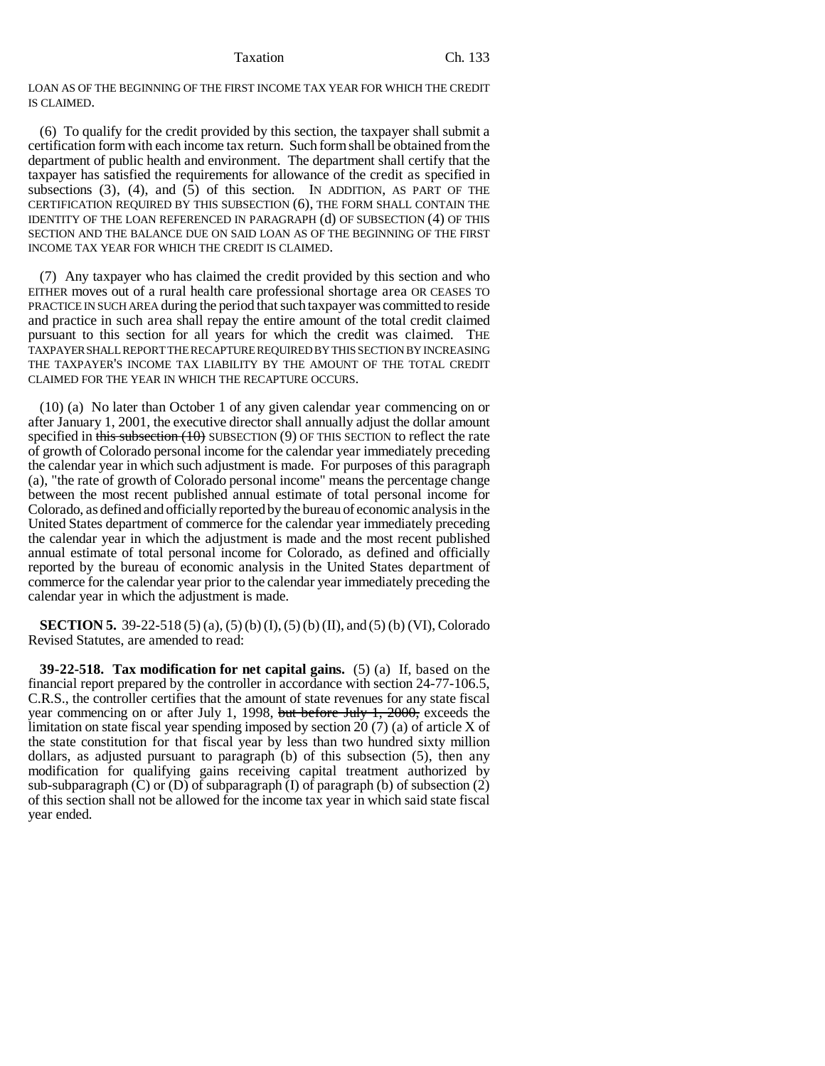LOAN AS OF THE BEGINNING OF THE FIRST INCOME TAX YEAR FOR WHICH THE CREDIT IS CLAIMED.

(6) To qualify for the credit provided by this section, the taxpayer shall submit a certification form with each income tax return. Such form shall be obtained from the department of public health and environment. The department shall certify that the taxpayer has satisfied the requirements for allowance of the credit as specified in subsections (3), (4), and (5) of this section. IN ADDITION, AS PART OF THE CERTIFICATION REQUIRED BY THIS SUBSECTION (6), THE FORM SHALL CONTAIN THE IDENTITY OF THE LOAN REFERENCED IN PARAGRAPH (d) OF SUBSECTION (4) OF THIS SECTION AND THE BALANCE DUE ON SAID LOAN AS OF THE BEGINNING OF THE FIRST INCOME TAX YEAR FOR WHICH THE CREDIT IS CLAIMED.

(7) Any taxpayer who has claimed the credit provided by this section and who EITHER moves out of a rural health care professional shortage area OR CEASES TO PRACTICE IN SUCH AREA during the period that such taxpayer was committed to reside and practice in such area shall repay the entire amount of the total credit claimed pursuant to this section for all years for which the credit was claimed. THE TAXPAYER SHALL REPORT THE RECAPTURE REQUIRED BY THIS SECTION BY INCREASING THE TAXPAYER'S INCOME TAX LIABILITY BY THE AMOUNT OF THE TOTAL CREDIT CLAIMED FOR THE YEAR IN WHICH THE RECAPTURE OCCURS.

(10) (a) No later than October 1 of any given calendar year commencing on or after January 1, 2001, the executive director shall annually adjust the dollar amount specified in ~~this subsection (10)~~ SUBSECTION (9) OF THIS SECTION to reflect the rate of growth of Colorado personal income for the calendar year immediately preceding the calendar year in which such adjustment is made. For purposes of this paragraph (a), "the rate of growth of Colorado personal income" means the percentage change between the most recent published annual estimate of total personal income for Colorado, as defined and officially reported by the bureau of economic analysis in the United States department of commerce for the calendar year immediately preceding the calendar year in which the adjustment is made and the most recent published annual estimate of total personal income for Colorado, as defined and officially reported by the bureau of economic analysis in the United States department of commerce for the calendar year prior to the calendar year immediately preceding the calendar year in which the adjustment is made.

**SECTION 5.** 39-22-518 (5) (a), (5) (b) (I), (5) (b) (II), and (5) (b) (VI), Colorado Revised Statutes, are amended to read:

**39-22-518. Tax modification for net capital gains.** (5) (a) If, based on the financial report prepared by the controller in accordance with section 24-77-106.5, C.R.S., the controller certifies that the amount of state revenues for any state fiscal year commencing on or after July 1, 1998, ~~but before July 1, 2000,~~ exceeds the limitation on state fiscal year spending imposed by section 20 (7) (a) of article X of the state constitution for that fiscal year by less than two hundred sixty million dollars, as adjusted pursuant to paragraph (b) of this subsection (5), then any modification for qualifying gains receiving capital treatment authorized by sub-subparagraph (C) or (D) of subparagraph (I) of paragraph (b) of subsection (2) of this section shall not be allowed for the income tax year in which said state fiscal year ended.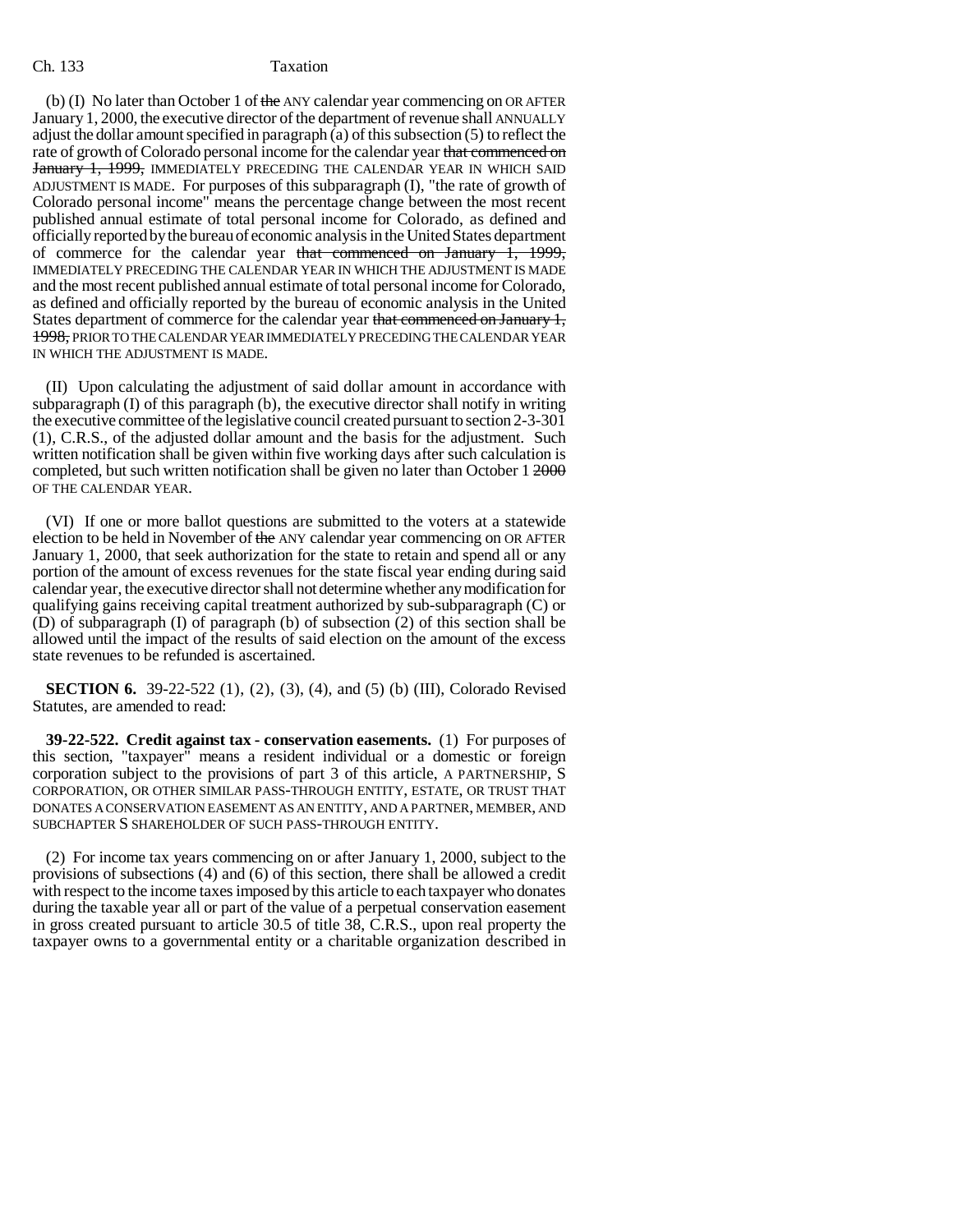(b) (I) No later than October 1 of ~~the~~ ANY calendar year commencing on OR AFTER January 1, 2000, the executive director of the department of revenue shall ANNUALLY adjust the dollar amount specified in paragraph (a) of this subsection (5) to reflect the rate of growth of Colorado personal income for the calendar year ~~that commenced on January 1, 1999,~~ IMMEDIATELY PRECEDING THE CALENDAR YEAR IN WHICH SAID ADJUSTMENT IS MADE. For purposes of this subparagraph (I), "the rate of growth of Colorado personal income" means the percentage change between the most recent published annual estimate of total personal income for Colorado, as defined and officially reported by the bureau of economic analysis in the United States department of commerce for the calendar year ~~that commenced on January 1, 1999,~~ IMMEDIATELY PRECEDING THE CALENDAR YEAR IN WHICH THE ADJUSTMENT IS MADE and the most recent published annual estimate of total personal income for Colorado, as defined and officially reported by the bureau of economic analysis in the United States department of commerce for the calendar year ~~that commenced on January 1, 1998,~~ PRIOR TO THE CALENDAR YEAR IMMEDIATELY PRECEDING THE CALENDAR YEAR IN WHICH THE ADJUSTMENT IS MADE.

(II) Upon calculating the adjustment of said dollar amount in accordance with subparagraph (I) of this paragraph (b), the executive director shall notify in writing the executive committee of the legislative council created pursuant to section 2-3-301 (1), C.R.S., of the adjusted dollar amount and the basis for the adjustment. Such written notification shall be given within five working days after such calculation is completed, but such written notification shall be given no later than October 1 ~~2000~~ OF THE CALENDAR YEAR.

(VI) If one or more ballot questions are submitted to the voters at a statewide election to be held in November of ~~the~~ ANY calendar year commencing on OR AFTER January 1, 2000, that seek authorization for the state to retain and spend all or any portion of the amount of excess revenues for the state fiscal year ending during said calendar year, the executive director shall not determine whether any modification for qualifying gains receiving capital treatment authorized by sub-subparagraph (C) or (D) of subparagraph (I) of paragraph (b) of subsection (2) of this section shall be allowed until the impact of the results of said election on the amount of the excess state revenues to be refunded is ascertained.

**SECTION 6.** 39-22-522 (1), (2), (3), (4), and (5) (b) (III), Colorado Revised Statutes, are amended to read:

**39-22-522. Credit against tax - conservation easements.** (1) For purposes of this section, "taxpayer" means a resident individual or a domestic or foreign corporation subject to the provisions of part 3 of this article, A PARTNERSHIP, S CORPORATION, OR OTHER SIMILAR PASS-THROUGH ENTITY, ESTATE, OR TRUST THAT DONATES A CONSERVATION EASEMENT AS AN ENTITY, AND A PARTNER, MEMBER, AND SUBCHAPTER S SHAREHOLDER OF SUCH PASS-THROUGH ENTITY.

(2) For income tax years commencing on or after January 1, 2000, subject to the provisions of subsections (4) and (6) of this section, there shall be allowed a credit with respect to the income taxes imposed by this article to each taxpayer who donates during the taxable year all or part of the value of a perpetual conservation easement in gross created pursuant to article 30.5 of title 38, C.R.S., upon real property the taxpayer owns to a governmental entity or a charitable organization described in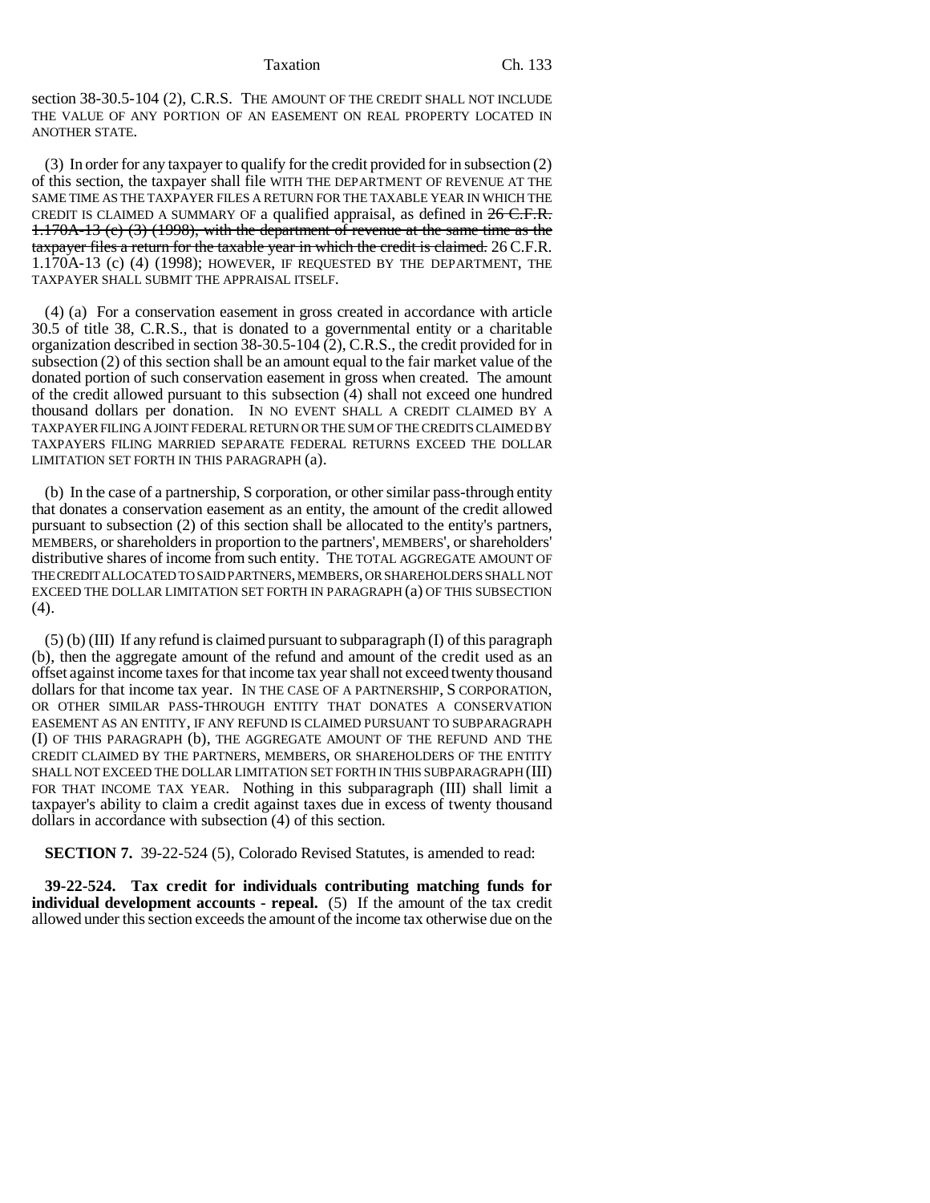section 38-30.5-104 (2), C.R.S. THE AMOUNT OF THE CREDIT SHALL NOT INCLUDE THE VALUE OF ANY PORTION OF AN EASEMENT ON REAL PROPERTY LOCATED IN ANOTHER STATE.

(3) In order for any taxpayer to qualify for the credit provided for in subsection (2) of this section, the taxpayer shall file WITH THE DEPARTMENT OF REVENUE AT THE SAME TIME AS THE TAXPAYER FILES A RETURN FOR THE TAXABLE YEAR IN WHICH THE CREDIT IS CLAIMED A SUMMARY OF a qualified appraisal, as defined in ~~26 C.F.R. 1.170A-13 (c) (3) (1998), with the department of revenue at the same time as the taxpayer files a return for the taxable year in which the credit is claimed.~~ 26 C.F.R. 1.170A-13 (c) (4) (1998); HOWEVER, IF REQUESTED BY THE DEPARTMENT, THE TAXPAYER SHALL SUBMIT THE APPRAISAL ITSELF.

(4) (a) For a conservation easement in gross created in accordance with article 30.5 of title 38, C.R.S., that is donated to a governmental entity or a charitable organization described in section 38-30.5-104 (2), C.R.S., the credit provided for in subsection (2) of this section shall be an amount equal to the fair market value of the donated portion of such conservation easement in gross when created. The amount of the credit allowed pursuant to this subsection (4) shall not exceed one hundred thousand dollars per donation. IN NO EVENT SHALL A CREDIT CLAIMED BY A TAXPAYER FILING A JOINT FEDERAL RETURN OR THE SUM OF THE CREDITS CLAIMED BY TAXPAYERS FILING MARRIED SEPARATE FEDERAL RETURNS EXCEED THE DOLLAR LIMITATION SET FORTH IN THIS PARAGRAPH (a).

(b) In the case of a partnership, S corporation, or other similar pass-through entity that donates a conservation easement as an entity, the amount of the credit allowed pursuant to subsection (2) of this section shall be allocated to the entity's partners, MEMBERS, or shareholders in proportion to the partners', MEMBERS', or shareholders' distributive shares of income from such entity. THE TOTAL AGGREGATE AMOUNT OF THE CREDIT ALLOCATED TO SAID PARTNERS, MEMBERS, OR SHAREHOLDERS SHALL NOT EXCEED THE DOLLAR LIMITATION SET FORTH IN PARAGRAPH (a) OF THIS SUBSECTION (4).

(5) (b) (III) If any refund is claimed pursuant to subparagraph (I) of this paragraph (b), then the aggregate amount of the refund and amount of the credit used as an offset against income taxes for that income tax year shall not exceed twenty thousand dollars for that income tax year. IN THE CASE OF A PARTNERSHIP, S CORPORATION, OR OTHER SIMILAR PASS-THROUGH ENTITY THAT DONATES A CONSERVATION EASEMENT AS AN ENTITY, IF ANY REFUND IS CLAIMED PURSUANT TO SUBPARAGRAPH (I) OF THIS PARAGRAPH (b), THE AGGREGATE AMOUNT OF THE REFUND AND THE CREDIT CLAIMED BY THE PARTNERS, MEMBERS, OR SHAREHOLDERS OF THE ENTITY SHALL NOT EXCEED THE DOLLAR LIMITATION SET FORTH IN THIS SUBPARAGRAPH (III) FOR THAT INCOME TAX YEAR. Nothing in this subparagraph (III) shall limit a taxpayer's ability to claim a credit against taxes due in excess of twenty thousand dollars in accordance with subsection (4) of this section.

**SECTION 7.** 39-22-524 (5), Colorado Revised Statutes, is amended to read:

**39-22-524. Tax credit for individuals contributing matching funds for individual development accounts - repeal.** (5) If the amount of the tax credit allowed under this section exceeds the amount of the income tax otherwise due on the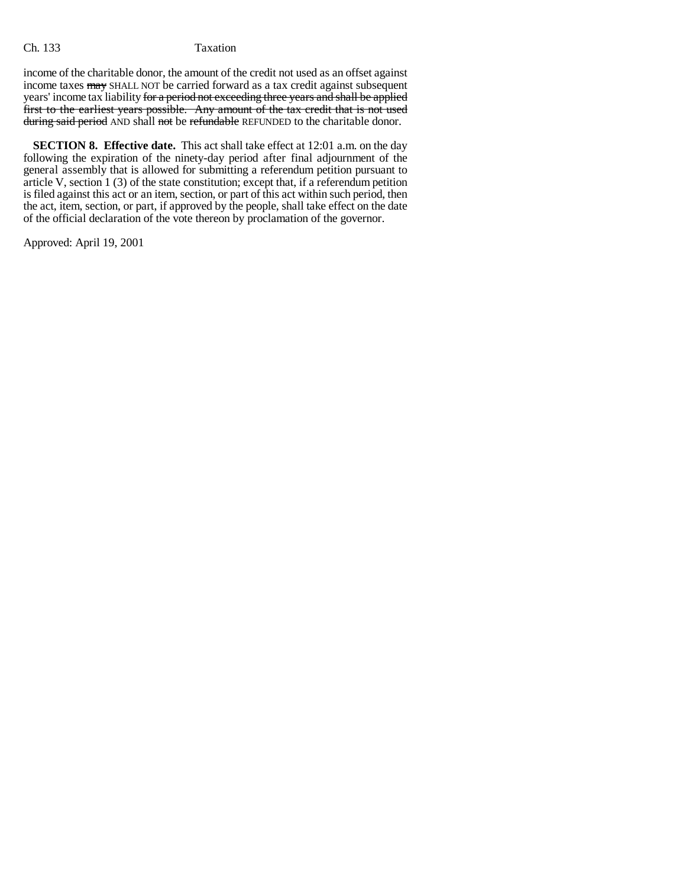income of the charitable donor, the amount of the credit not used as an offset against income taxes ~~may~~ SHALL NOT be carried forward as a tax credit against subsequent years' income tax liability ~~for a period not exceeding three years and shall be applied first to the earliest years possible. Any amount of the tax credit that is not used during said period~~ AND shall ~~not~~ be ~~refundable~~ REFUNDED to the charitable donor.

**SECTION 8. Effective date.** This act shall take effect at 12:01 a.m. on the day following the expiration of the ninety-day period after final adjournment of the general assembly that is allowed for submitting a referendum petition pursuant to article V, section 1 (3) of the state constitution; except that, if a referendum petition is filed against this act or an item, section, or part of this act within such period, then the act, item, section, or part, if approved by the people, shall take effect on the date of the official declaration of the vote thereon by proclamation of the governor.

Approved: April 19, 2001